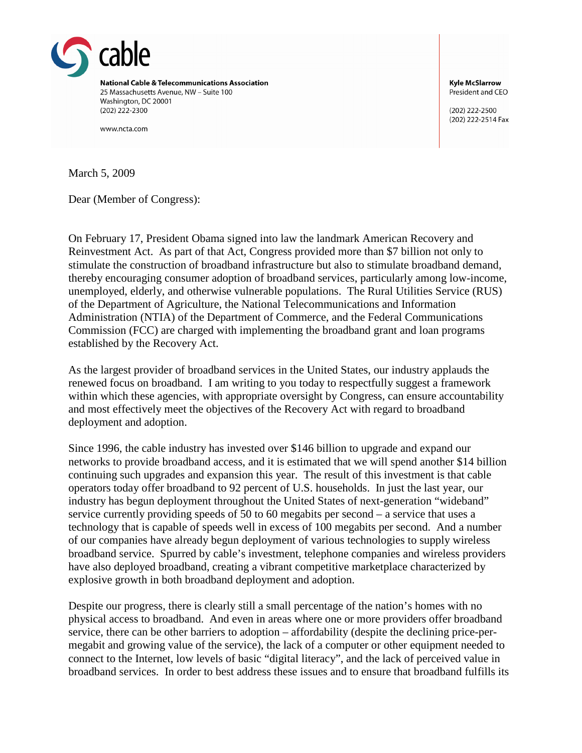cable

**National Cable & Telecommunications Association**
25 Massachusetts Avenue, NW – Suite 100
Washington, DC 20001
(202) 222-2300

www.ncta.com

**Kyle McSlarrow**
President and CEO

(202) 222-2500
(202) 222-2514 Fax

March 5, 2009

Dear (Member of Congress):

On February 17, President Obama signed into law the landmark American Recovery and Reinvestment Act. As part of that Act, Congress provided more than $7 billion not only to stimulate the construction of broadband infrastructure but also to stimulate broadband demand, thereby encouraging consumer adoption of broadband services, particularly among low-income, unemployed, elderly, and otherwise vulnerable populations. The Rural Utilities Service (RUS) of the Department of Agriculture, the National Telecommunications and Information Administration (NTIA) of the Department of Commerce, and the Federal Communications Commission (FCC) are charged with implementing the broadband grant and loan programs established by the Recovery Act.

As the largest provider of broadband services in the United States, our industry applauds the renewed focus on broadband. I am writing to you today to respectfully suggest a framework within which these agencies, with appropriate oversight by Congress, can ensure accountability and most effectively meet the objectives of the Recovery Act with regard to broadband deployment and adoption.

Since 1996, the cable industry has invested over $146 billion to upgrade and expand our networks to provide broadband access, and it is estimated that we will spend another $14 billion continuing such upgrades and expansion this year. The result of this investment is that cable operators today offer broadband to 92 percent of U.S. households. In just the last year, our industry has begun deployment throughout the United States of next-generation "wideband" service currently providing speeds of 50 to 60 megabits per second – a service that uses a technology that is capable of speeds well in excess of 100 megabits per second. And a number of our companies have already begun deployment of various technologies to supply wireless broadband service. Spurred by cable's investment, telephone companies and wireless providers have also deployed broadband, creating a vibrant competitive marketplace characterized by explosive growth in both broadband deployment and adoption.

Despite our progress, there is clearly still a small percentage of the nation's homes with no physical access to broadband. And even in areas where one or more providers offer broadband service, there can be other barriers to adoption – affordability (despite the declining price-per-megabit and growing value of the service), the lack of a computer or other equipment needed to connect to the Internet, low levels of basic "digital literacy", and the lack of perceived value in broadband services. In order to best address these issues and to ensure that broadband fulfills its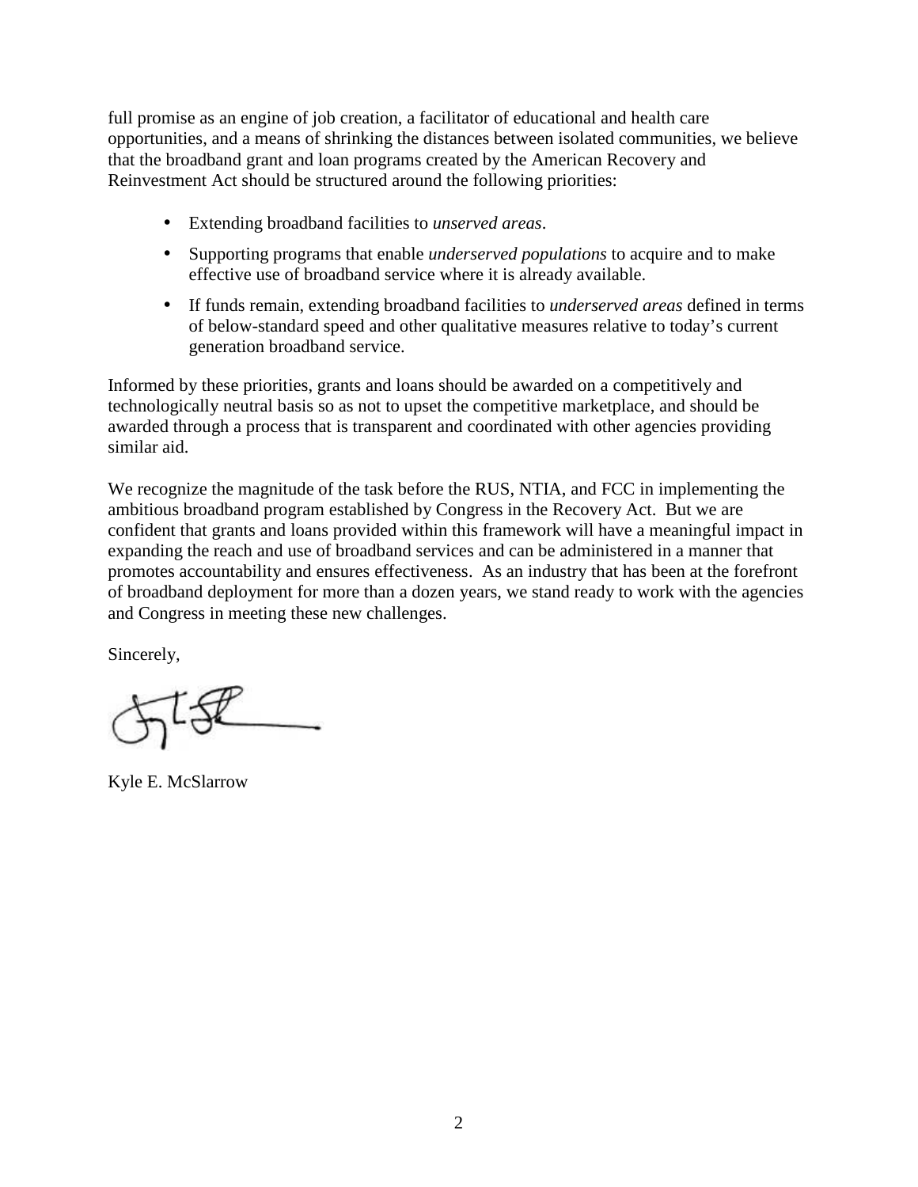full promise as an engine of job creation, a facilitator of educational and health care opportunities, and a means of shrinking the distances between isolated communities, we believe that the broadband grant and loan programs created by the American Recovery and Reinvestment Act should be structured around the following priorities:

- Extending broadband facilities to *unserved areas*.
- Supporting programs that enable *underserved populations* to acquire and to make effective use of broadband service where it is already available.
- If funds remain, extending broadband facilities to *underserved areas* defined in terms of below-standard speed and other qualitative measures relative to today's current generation broadband service.

Informed by these priorities, grants and loans should be awarded on a competitively and technologically neutral basis so as not to upset the competitive marketplace, and should be awarded through a process that is transparent and coordinated with other agencies providing similar aid.

We recognize the magnitude of the task before the RUS, NTIA, and FCC in implementing the ambitious broadband program established by Congress in the Recovery Act. But we are confident that grants and loans provided within this framework will have a meaningful impact in expanding the reach and use of broadband services and can be administered in a manner that promotes accountability and ensures effectiveness. As an industry that has been at the forefront of broadband deployment for more than a dozen years, we stand ready to work with the agencies and Congress in meeting these new challenges.

Sincerely,

Kyle E. McSlarrow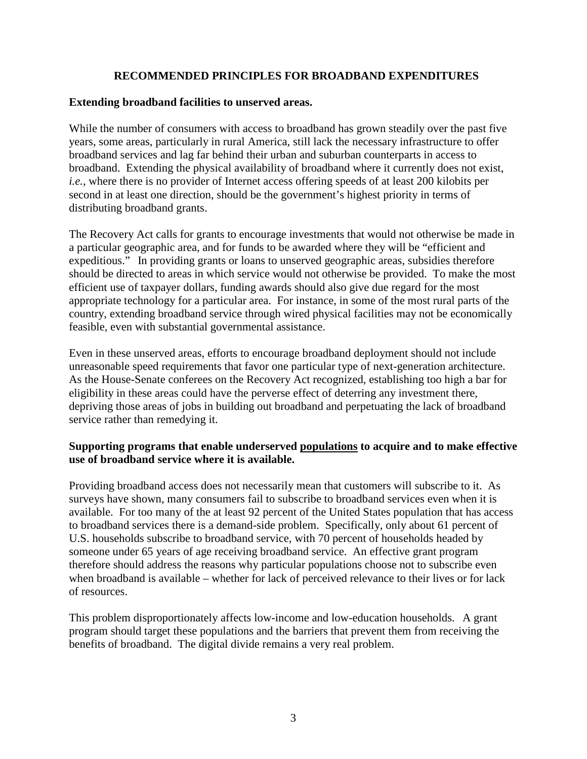# RECOMMENDED PRINCIPLES FOR BROADBAND EXPENDITURES

## Extending broadband facilities to unserved areas.

While the number of consumers with access to broadband has grown steadily over the past five years, some areas, particularly in rural America, still lack the necessary infrastructure to offer broadband services and lag far behind their urban and suburban counterparts in access to broadband. Extending the physical availability of broadband where it currently does not exist, *i.e.*, where there is no provider of Internet access offering speeds of at least 200 kilobits per second in at least one direction, should be the government's highest priority in terms of distributing broadband grants.

The Recovery Act calls for grants to encourage investments that would not otherwise be made in a particular geographic area, and for funds to be awarded where they will be "efficient and expeditious." In providing grants or loans to unserved geographic areas, subsidies therefore should be directed to areas in which service would not otherwise be provided. To make the most efficient use of taxpayer dollars, funding awards should also give due regard for the most appropriate technology for a particular area. For instance, in some of the most rural parts of the country, extending broadband service through wired physical facilities may not be economically feasible, even with substantial governmental assistance.

Even in these unserved areas, efforts to encourage broadband deployment should not include unreasonable speed requirements that favor one particular type of next-generation architecture. As the House-Senate conferees on the Recovery Act recognized, establishing too high a bar for eligibility in these areas could have the perverse effect of deterring any investment there, depriving those areas of jobs in building out broadband and perpetuating the lack of broadband service rather than remedying it.

## Supporting programs that enable underserved populations to acquire and to make effective use of broadband service where it is available.

Providing broadband access does not necessarily mean that customers will subscribe to it. As surveys have shown, many consumers fail to subscribe to broadband services even when it is available. For too many of the at least 92 percent of the United States population that has access to broadband services there is a demand-side problem. Specifically, only about 61 percent of U.S. households subscribe to broadband service, with 70 percent of households headed by someone under 65 years of age receiving broadband service. An effective grant program therefore should address the reasons why particular populations choose not to subscribe even when broadband is available – whether for lack of perceived relevance to their lives or for lack of resources.

This problem disproportionately affects low-income and low-education households. A grant program should target these populations and the barriers that prevent them from receiving the benefits of broadband. The digital divide remains a very real problem.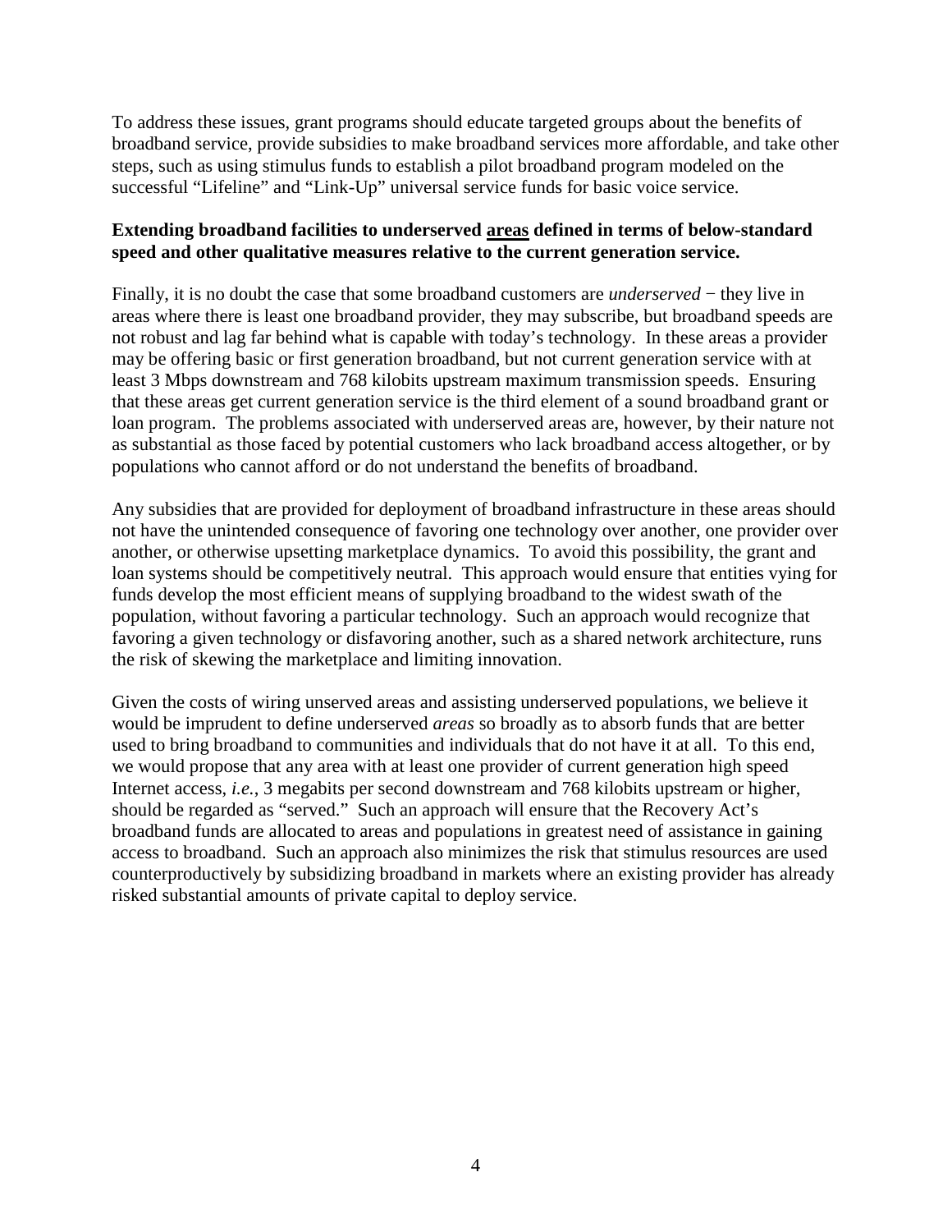To address these issues, grant programs should educate targeted groups about the benefits of broadband service, provide subsidies to make broadband services more affordable, and take other steps, such as using stimulus funds to establish a pilot broadband program modeled on the successful "Lifeline" and "Link-Up" universal service funds for basic voice service.

**Extending broadband facilities to underserved areas defined in terms of below-standard speed and other qualitative measures relative to the current generation service.**

Finally, it is no doubt the case that some broadband customers are *underserved* − they live in areas where there is least one broadband provider, they may subscribe, but broadband speeds are not robust and lag far behind what is capable with today's technology. In these areas a provider may be offering basic or first generation broadband, but not current generation service with at least 3 Mbps downstream and 768 kilobits upstream maximum transmission speeds. Ensuring that these areas get current generation service is the third element of a sound broadband grant or loan program. The problems associated with underserved areas are, however, by their nature not as substantial as those faced by potential customers who lack broadband access altogether, or by populations who cannot afford or do not understand the benefits of broadband.

Any subsidies that are provided for deployment of broadband infrastructure in these areas should not have the unintended consequence of favoring one technology over another, one provider over another, or otherwise upsetting marketplace dynamics. To avoid this possibility, the grant and loan systems should be competitively neutral. This approach would ensure that entities vying for funds develop the most efficient means of supplying broadband to the widest swath of the population, without favoring a particular technology. Such an approach would recognize that favoring a given technology or disfavoring another, such as a shared network architecture, runs the risk of skewing the marketplace and limiting innovation.

Given the costs of wiring unserved areas and assisting underserved populations, we believe it would be imprudent to define underserved *areas* so broadly as to absorb funds that are better used to bring broadband to communities and individuals that do not have it at all. To this end, we would propose that any area with at least one provider of current generation high speed Internet access, *i.e.*, 3 megabits per second downstream and 768 kilobits upstream or higher, should be regarded as "served." Such an approach will ensure that the Recovery Act's broadband funds are allocated to areas and populations in greatest need of assistance in gaining access to broadband. Such an approach also minimizes the risk that stimulus resources are used counterproductively by subsidizing broadband in markets where an existing provider has already risked substantial amounts of private capital to deploy service.